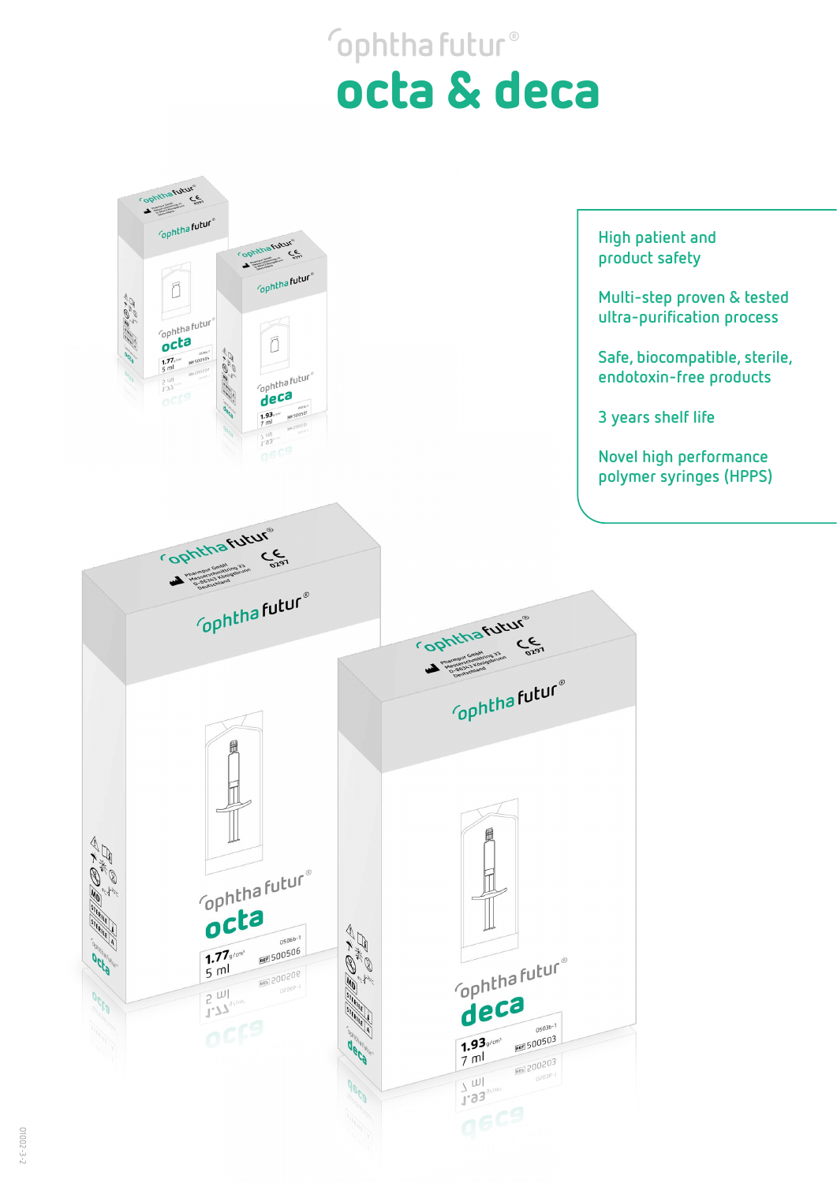ophtha futur®

# octa & deca

- High patient and product safety
- Multi-step proven & tested ultra-purification process
- Safe, biocompatible, sterile, endotoxin-free products
- 3 years shelf life
- Novel high performance polymer syringes (HPPS)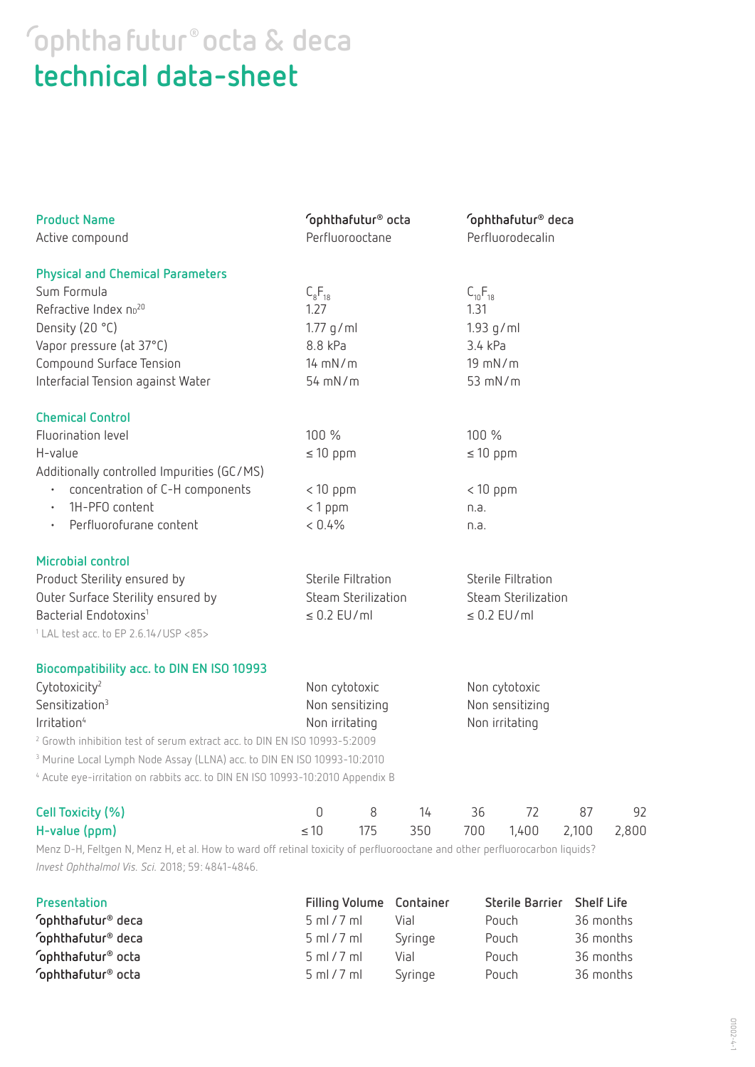# ʻophtha futur® octa & deca

## technical data-sheet

| Product Name | ʻophthafutur® octa | ʻophthafutur® deca |
|---|---|---|
| Active compound | Perfluorooctane | Perfluorodecalin |
| **Physical and Chemical Parameters** | | |
| Sum Formula | $C_8F_{18}$ | $C_{10}F_{18}$ |
| Refractive Index $n_D^{20}$ | 1.27 | 1.31 |
| Density (20 °C) | 1.77 g/ml | 1.93 g/ml |
| Vapor pressure (at 37°C) | 8.8 kPa | 3.4 kPa |
| Compound Surface Tension | 14 mN/m | 19 mN/m |
| Interfacial Tension against Water | 54 mN/m | 53 mN/m |
| **Chemical Control** | | |
| Fluorination level | 100 % | 100 % |
| H-value | ≤ 10 ppm | ≤ 10 ppm |
| Additionally controlled Impurities (GC/MS) | | |
| • concentration of C-H components | < 10 ppm | < 10 ppm |
| • 1H-PFO content | < 1 ppm | n.a. |
| • Perfluorofurane content | < 0.4% | n.a. |
| **Microbial control** | | |
| Product Sterility ensured by | Sterile Filtration | Sterile Filtration |
| Outer Surface Sterility ensured by | Steam Sterilization | Steam Sterilization |
| Bacterial Endotoxins[1] | ≤ 0.2 EU/ml | ≤ 0.2 EU/ml |

[1] LAL test acc. to EP 2.6.14/USP <85>

| Biocompatibility acc. to DIN EN ISO 10993 | | |
|---|---|---|
| Cytotoxicity[2] | Non cytotoxic | Non cytotoxic |
| Sensitization[3] | Non sensitizing | Non sensitizing |
| Irritation[4] | Non irritating | Non irritating |

[2] Growth inhibition test of serum extract acc. to DIN EN ISO 10993-5:2009

[3] Murine Local Lymph Node Assay (LLNA) acc. to DIN EN ISO 10993-10:2010

[4] Acute eye-irritation on rabbits acc. to DIN EN ISO 10993-10:2010 Appendix B

| | | | | | | | |
|---|---|---|---|---|---|---|---|
| **Cell Toxicity (%)** | 0 | 8 | 14 | 36 | 72 | 87 | 92 |
| **H-value (ppm)** | ≤ 10 | 175 | 350 | 700 | 1,400 | 2,100 | 2,800 |

Menz D-H, Feltgen N, Menz H, et al. How to ward off retinal toxicity of perfluorooctane and other perfluorocarbon liquids? *Invest Ophthalmol Vis. Sci.* 2018; 59: 4841-4846.

| Presentation | Filling Volume | Container | Sterile Barrier | Shelf Life |
|---|---|---|---|---|
| ʻophthafutur® deca | 5 ml / 7 ml | Vial | Pouch | 36 months |
| ʻophthafutur® deca | 5 ml / 7 ml | Syringe | Pouch | 36 months |
| ʻophthafutur® octa | 5 ml / 7 ml | Vial | Pouch | 36 months |
| ʻophthafutur® octa | 5 ml / 7 ml | Syringe | Pouch | 36 months |